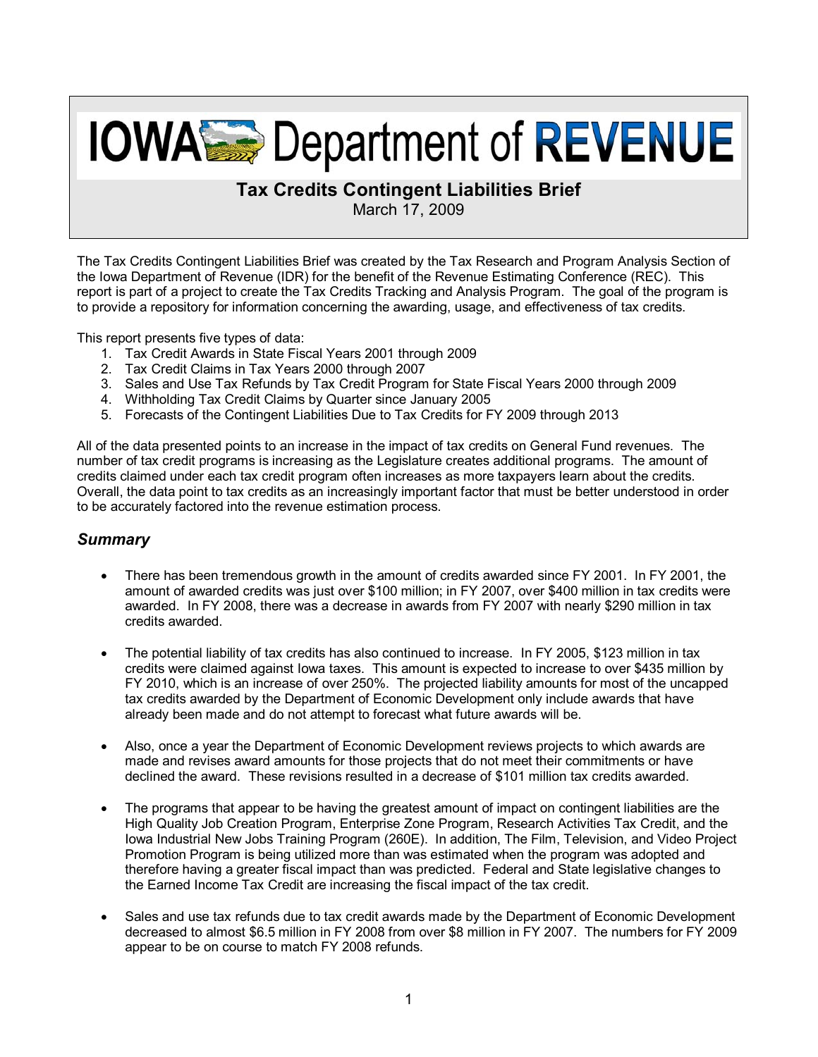# IOWA Department of REVENUE

## Tax Credits Contingent Liabilities Brief

March 17, 2009

The Tax Credits Contingent Liabilities Brief was created by the Tax Research and Program Analysis Section of the Iowa Department of Revenue (IDR) for the benefit of the Revenue Estimating Conference (REC). This report is part of a project to create the Tax Credits Tracking and Analysis Program. The goal of the program is to provide a repository for information concerning the awarding, usage, and effectiveness of tax credits.

This report presents five types of data:

1. Tax Credit Awards in State Fiscal Years 2001 through 2009
2. Tax Credit Claims in Tax Years 2000 through 2007
3. Sales and Use Tax Refunds by Tax Credit Program for State Fiscal Years 2000 through 2009
4. Withholding Tax Credit Claims by Quarter since January 2005
5. Forecasts of the Contingent Liabilities Due to Tax Credits for FY 2009 through 2013

All of the data presented points to an increase in the impact of tax credits on General Fund revenues. The number of tax credit programs is increasing as the Legislature creates additional programs. The amount of credits claimed under each tax credit program often increases as more taxpayers learn about the credits. Overall, the data point to tax credits as an increasingly important factor that must be better understood in order to be accurately factored into the revenue estimation process.

## *Summary*

- There has been tremendous growth in the amount of credits awarded since FY 2001. In FY 2001, the amount of awarded credits was just over $100 million; in FY 2007, over $400 million in tax credits were awarded. In FY 2008, there was a decrease in awards from FY 2007 with nearly $290 million in tax credits awarded.

- The potential liability of tax credits has also continued to increase. In FY 2005, $123 million in tax credits were claimed against Iowa taxes. This amount is expected to increase to over $435 million by FY 2010, which is an increase of over 250%. The projected liability amounts for most of the uncapped tax credits awarded by the Department of Economic Development only include awards that have already been made and do not attempt to forecast what future awards will be.

- Also, once a year the Department of Economic Development reviews projects to which awards are made and revises award amounts for those projects that do not meet their commitments or have declined the award. These revisions resulted in a decrease of $101 million tax credits awarded.

- The programs that appear to be having the greatest amount of impact on contingent liabilities are the High Quality Job Creation Program, Enterprise Zone Program, Research Activities Tax Credit, and the Iowa Industrial New Jobs Training Program (260E). In addition, The Film, Television, and Video Project Promotion Program is being utilized more than was estimated when the program was adopted and therefore having a greater fiscal impact than was predicted. Federal and State legislative changes to the Earned Income Tax Credit are increasing the fiscal impact of the tax credit.

- Sales and use tax refunds due to tax credit awards made by the Department of Economic Development decreased to almost $6.5 million in FY 2008 from over $8 million in FY 2007. The numbers for FY 2009 appear to be on course to match FY 2008 refunds.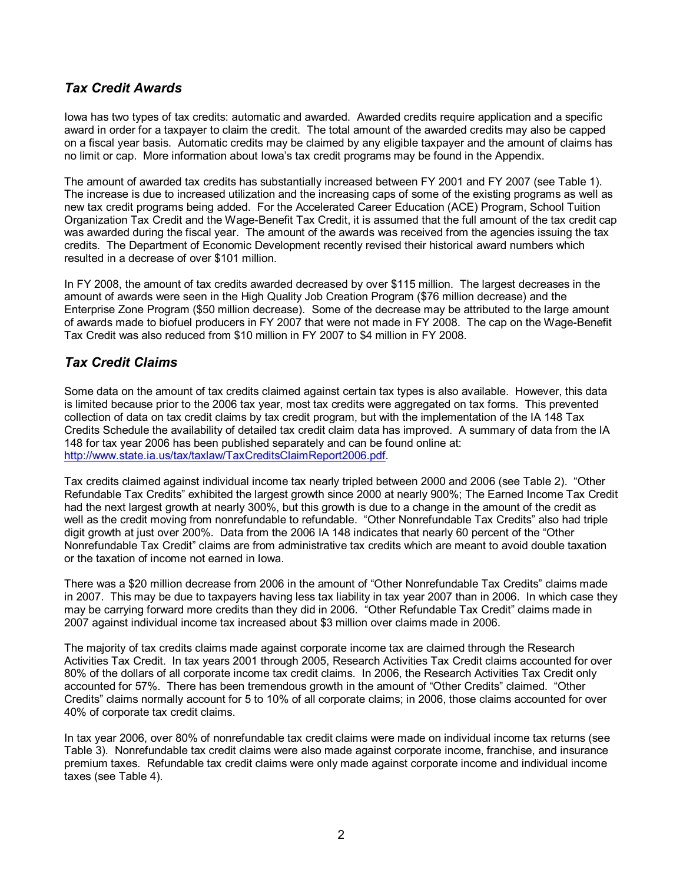## *Tax Credit Awards*

Iowa has two types of tax credits: automatic and awarded. Awarded credits require application and a specific award in order for a taxpayer to claim the credit. The total amount of the awarded credits may also be capped on a fiscal year basis. Automatic credits may be claimed by any eligible taxpayer and the amount of claims has no limit or cap. More information about Iowa's tax credit programs may be found in the Appendix.

The amount of awarded tax credits has substantially increased between FY 2001 and FY 2007 (see Table 1). The increase is due to increased utilization and the increasing caps of some of the existing programs as well as new tax credit programs being added. For the Accelerated Career Education (ACE) Program, School Tuition Organization Tax Credit and the Wage-Benefit Tax Credit, it is assumed that the full amount of the tax credit cap was awarded during the fiscal year. The amount of the awards was received from the agencies issuing the tax credits. The Department of Economic Development recently revised their historical award numbers which resulted in a decrease of over $101 million.

In FY 2008, the amount of tax credits awarded decreased by over $115 million. The largest decreases in the amount of awards were seen in the High Quality Job Creation Program ($76 million decrease) and the Enterprise Zone Program ($50 million decrease). Some of the decrease may be attributed to the large amount of awards made to biofuel producers in FY 2007 that were not made in FY 2008. The cap on the Wage-Benefit Tax Credit was also reduced from $10 million in FY 2007 to $4 million in FY 2008.

## *Tax Credit Claims*

Some data on the amount of tax credits claimed against certain tax types is also available. However, this data is limited because prior to the 2006 tax year, most tax credits were aggregated on tax forms. This prevented collection of data on tax credit claims by tax credit program, but with the implementation of the IA 148 Tax Credits Schedule the availability of detailed tax credit claim data has improved. A summary of data from the IA 148 for tax year 2006 has been published separately and can be found online at: http://www.state.ia.us/tax/taxlaw/TaxCreditsClaimReport2006.pdf.

Tax credits claimed against individual income tax nearly tripled between 2000 and 2006 (see Table 2). "Other Refundable Tax Credits" exhibited the largest growth since 2000 at nearly 900%; The Earned Income Tax Credit had the next largest growth at nearly 300%, but this growth is due to a change in the amount of the credit as well as the credit moving from nonrefundable to refundable. "Other Nonrefundable Tax Credits" also had triple digit growth at just over 200%. Data from the 2006 IA 148 indicates that nearly 60 percent of the "Other Nonrefundable Tax Credit" claims are from administrative tax credits which are meant to avoid double taxation or the taxation of income not earned in Iowa.

There was a $20 million decrease from 2006 in the amount of "Other Nonrefundable Tax Credits" claims made in 2007. This may be due to taxpayers having less tax liability in tax year 2007 than in 2006. In which case they may be carrying forward more credits than they did in 2006. "Other Refundable Tax Credit" claims made in 2007 against individual income tax increased about $3 million over claims made in 2006.

The majority of tax credits claims made against corporate income tax are claimed through the Research Activities Tax Credit. In tax years 2001 through 2005, Research Activities Tax Credit claims accounted for over 80% of the dollars of all corporate income tax credit claims. In 2006, the Research Activities Tax Credit only accounted for 57%. There has been tremendous growth in the amount of "Other Credits" claimed. "Other Credits" claims normally account for 5 to 10% of all corporate claims; in 2006, those claims accounted for over 40% of corporate tax credit claims.

In tax year 2006, over 80% of nonrefundable tax credit claims were made on individual income tax returns (see Table 3). Nonrefundable tax credit claims were also made against corporate income, franchise, and insurance premium taxes. Refundable tax credit claims were only made against corporate income and individual income taxes (see Table 4).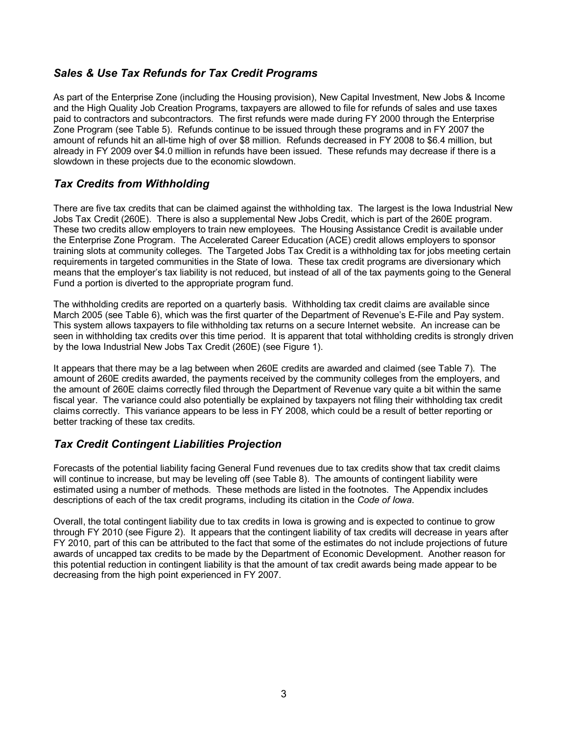## *Sales & Use Tax Refunds for Tax Credit Programs*

As part of the Enterprise Zone (including the Housing provision), New Capital Investment, New Jobs & Income and the High Quality Job Creation Programs, taxpayers are allowed to file for refunds of sales and use taxes paid to contractors and subcontractors. The first refunds were made during FY 2000 through the Enterprise Zone Program (see Table 5). Refunds continue to be issued through these programs and in FY 2007 the amount of refunds hit an all-time high of over $8 million. Refunds decreased in FY 2008 to $6.4 million, but already in FY 2009 over $4.0 million in refunds have been issued. These refunds may decrease if there is a slowdown in these projects due to the economic slowdown.

## *Tax Credits from Withholding*

There are five tax credits that can be claimed against the withholding tax. The largest is the Iowa Industrial New Jobs Tax Credit (260E). There is also a supplemental New Jobs Credit, which is part of the 260E program. These two credits allow employers to train new employees. The Housing Assistance Credit is available under the Enterprise Zone Program. The Accelerated Career Education (ACE) credit allows employers to sponsor training slots at community colleges. The Targeted Jobs Tax Credit is a withholding tax for jobs meeting certain requirements in targeted communities in the State of Iowa. These tax credit programs are diversionary which means that the employer's tax liability is not reduced, but instead of all of the tax payments going to the General Fund a portion is diverted to the appropriate program fund.

The withholding credits are reported on a quarterly basis. Withholding tax credit claims are available since March 2005 (see Table 6), which was the first quarter of the Department of Revenue's E-File and Pay system. This system allows taxpayers to file withholding tax returns on a secure Internet website. An increase can be seen in withholding tax credits over this time period. It is apparent that total withholding credits is strongly driven by the Iowa Industrial New Jobs Tax Credit (260E) (see Figure 1).

It appears that there may be a lag between when 260E credits are awarded and claimed (see Table 7). The amount of 260E credits awarded, the payments received by the community colleges from the employers, and the amount of 260E claims correctly filed through the Department of Revenue vary quite a bit within the same fiscal year. The variance could also potentially be explained by taxpayers not filing their withholding tax credit claims correctly. This variance appears to be less in FY 2008, which could be a result of better reporting or better tracking of these tax credits.

## *Tax Credit Contingent Liabilities Projection*

Forecasts of the potential liability facing General Fund revenues due to tax credits show that tax credit claims will continue to increase, but may be leveling off (see Table 8). The amounts of contingent liability were estimated using a number of methods. These methods are listed in the footnotes. The Appendix includes descriptions of each of the tax credit programs, including its citation in the *Code of Iowa*.

Overall, the total contingent liability due to tax credits in Iowa is growing and is expected to continue to grow through FY 2010 (see Figure 2). It appears that the contingent liability of tax credits will decrease in years after FY 2010, part of this can be attributed to the fact that some of the estimates do not include projections of future awards of uncapped tax credits to be made by the Department of Economic Development. Another reason for this potential reduction in contingent liability is that the amount of tax credit awards being made appear to be decreasing from the high point experienced in FY 2007.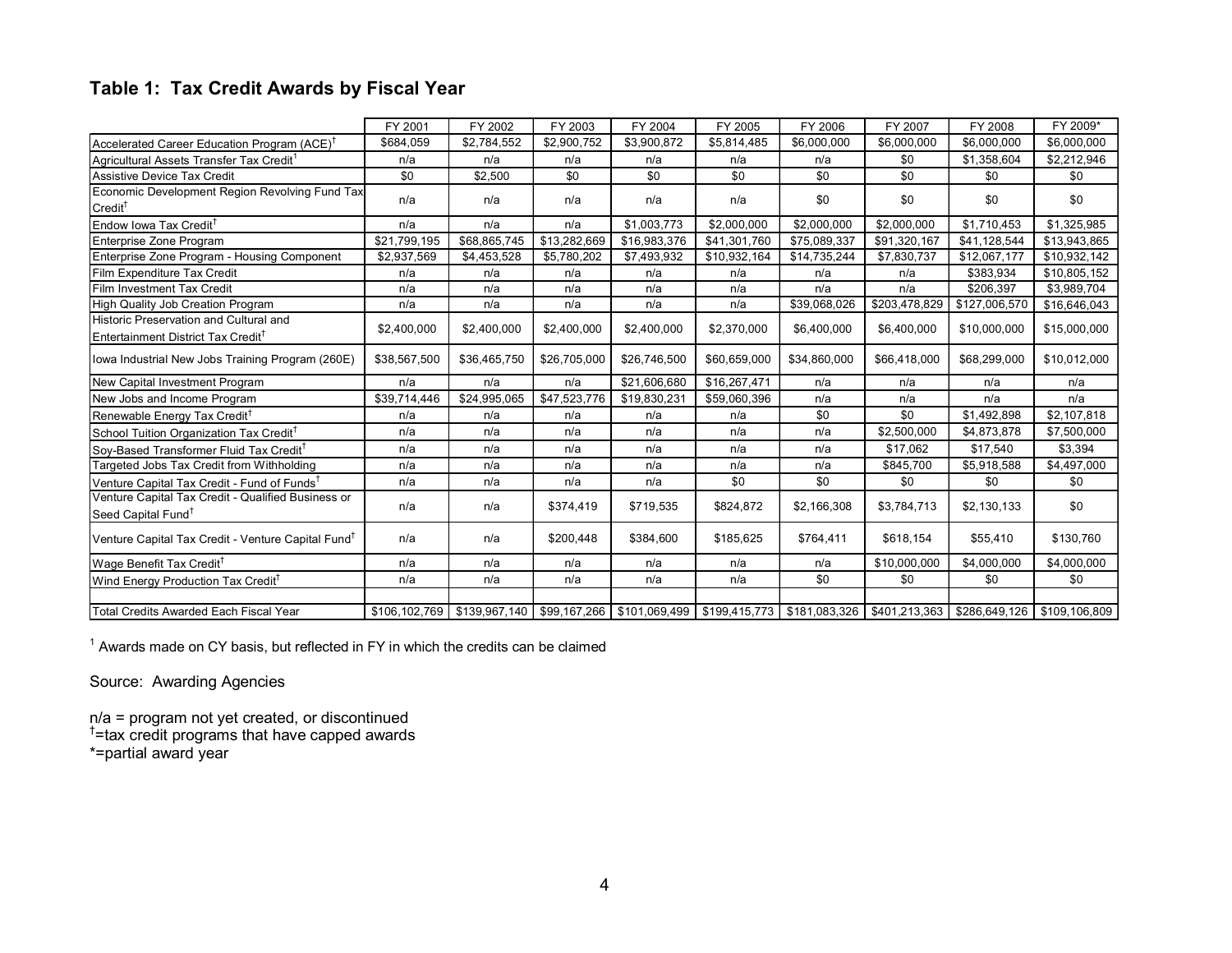## Table 1: Tax Credit Awards by Fiscal Year

| | FY 2001 | FY 2002 | FY 2003 | FY 2004 | FY 2005 | FY 2006 | FY 2007 | FY 2008 | FY 2009* |
|---|---|---|---|---|---|---|---|---|---|
| Accelerated Career Education Program (ACE)† | $684,059 | $2,784,552 | $2,900,752 | $3,900,872 | $5,814,485 | $6,000,000 | $6,000,000 | $6,000,000 | $6,000,000 |
| Agricultural Assets Transfer Tax Credit[1] | n/a | n/a | n/a | n/a | n/a | n/a | $0 | $1,358,604 | $2,212,946 |
| Assistive Device Tax Credit | $0 | $2,500 | $0 | $0 | $0 | $0 | $0 | $0 | $0 |
| Economic Development Region Revolving Fund Tax Credit† | n/a | n/a | n/a | n/a | n/a | $0 | $0 | $0 | $0 |
| Endow Iowa Tax Credit† | n/a | n/a | n/a | $1,003,773 | $2,000,000 | $2,000,000 | $2,000,000 | $1,710,453 | $1,325,985 |
| Enterprise Zone Program | $21,799,195 | $68,865,745 | $13,282,669 | $16,983,376 | $41,301,760 | $75,089,337 | $91,320,167 | $41,128,544 | $13,943,865 |
| Enterprise Zone Program - Housing Component | $2,937,569 | $4,453,528 | $5,780,202 | $7,493,932 | $10,932,164 | $14,735,244 | $7,830,737 | $12,067,177 | $10,932,142 |
| Film Expenditure Tax Credit | n/a | n/a | n/a | n/a | n/a | n/a | n/a | $383,934 | $10,805,152 |
| Film Investment Tax Credit | n/a | n/a | n/a | n/a | n/a | n/a | n/a | $206,397 | $3,989,704 |
| High Quality Job Creation Program | n/a | n/a | n/a | n/a | n/a | $39,068,026 | $203,478,829 | $127,006,570 | $16,646,043 |
| Historic Preservation and Cultural and Entertainment District Tax Credit† | $2,400,000 | $2,400,000 | $2,400,000 | $2,400,000 | $2,370,000 | $6,400,000 | $6,400,000 | $10,000,000 | $15,000,000 |
| Iowa Industrial New Jobs Training Program (260E) | $38,567,500 | $36,465,750 | $26,705,000 | $26,746,500 | $60,659,000 | $34,860,000 | $66,418,000 | $68,299,000 | $10,012,000 |
| New Capital Investment Program | n/a | n/a | n/a | $21,606,680 | $16,267,471 | n/a | n/a | n/a | n/a |
| New Jobs and Income Program | $39,714,446 | $24,995,065 | $47,523,776 | $19,830,231 | $59,060,396 | n/a | n/a | n/a | n/a |
| Renewable Energy Tax Credit† | n/a | n/a | n/a | n/a | n/a | $0 | $0 | $1,492,898 | $2,107,818 |
| School Tuition Organization Tax Credit† | n/a | n/a | n/a | n/a | n/a | n/a | $2,500,000 | $4,873,878 | $7,500,000 |
| Soy-Based Transformer Fluid Tax Credit† | n/a | n/a | n/a | n/a | n/a | n/a | $17,062 | $17,540 | $3,394 |
| Targeted Jobs Tax Credit from Withholding | n/a | n/a | n/a | n/a | n/a | n/a | $845,700 | $5,918,588 | $4,497,000 |
| Venture Capital Tax Credit - Fund of Funds† | n/a | n/a | n/a | n/a | $0 | $0 | $0 | $0 | $0 |
| Venture Capital Tax Credit - Qualified Business or Seed Capital Fund† | n/a | n/a | $374,419 | $719,535 | $824,872 | $2,166,308 | $3,784,713 | $2,130,133 | $0 |
| Venture Capital Tax Credit - Venture Capital Fund† | n/a | n/a | $200,448 | $384,600 | $185,625 | $764,411 | $618,154 | $55,410 | $130,760 |
| Wage Benefit Tax Credit† | n/a | n/a | n/a | n/a | n/a | n/a | $10,000,000 | $4,000,000 | $4,000,000 |
| Wind Energy Production Tax Credit† | n/a | n/a | n/a | n/a | n/a | $0 | $0 | $0 | $0 |
| | | | | | | | | | |
| Total Credits Awarded Each Fiscal Year | $106,102,769 | $139,967,140 | $99,167,266 | $101,069,499 | $199,415,773 | $181,083,326 | $401,213,363 | $286,649,126 | $109,106,809 |

[1] Awards made on CY basis, but reflected in FY in which the credits can be claimed

Source: Awarding Agencies

n/a = program not yet created, or discontinued
†=tax credit programs that have capped awards
*=partial award year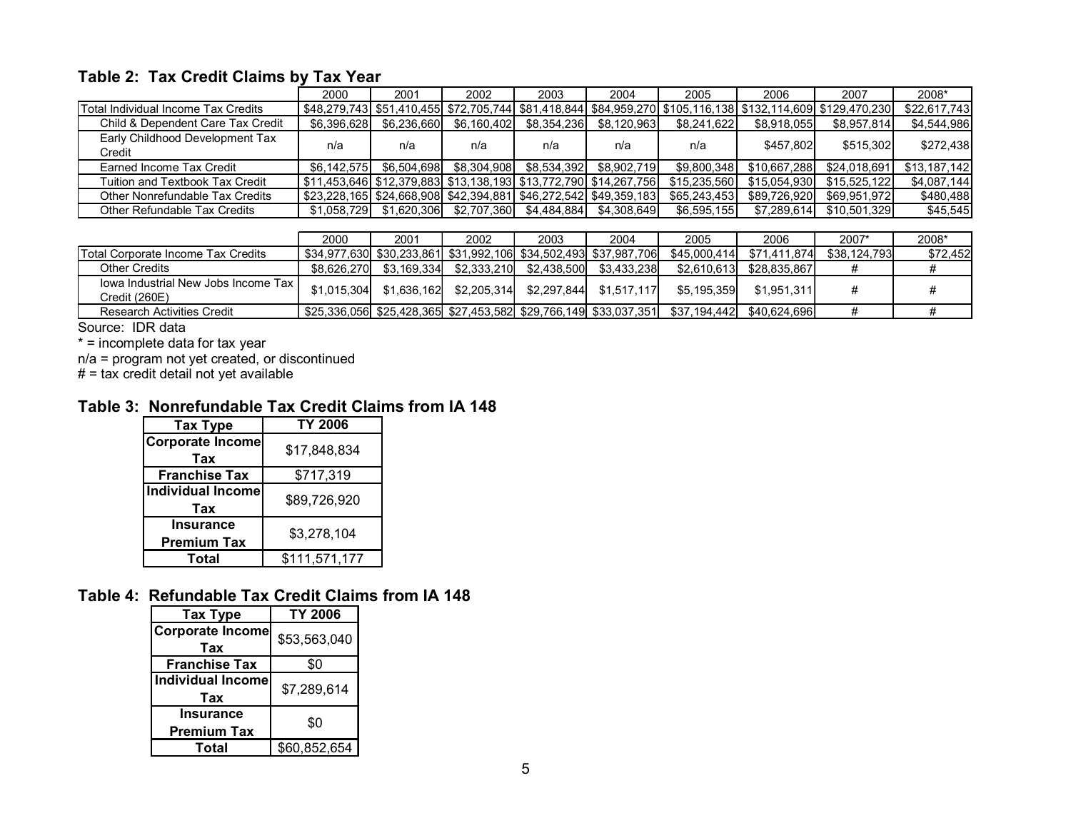### Table 2: Tax Credit Claims by Tax Year

| | 2000 | 2001 | 2002 | 2003 | 2004 | 2005 | 2006 | 2007 | 2008* |
|---|---|---|---|---|---|---|---|---|---|
| Total Individual Income Tax Credits | $48,279,743 | $51,410,455 | $72,705,744 | $81,418,844 | $84,959,270 | $105,116,138 | $132,114,609 | $129,470,230 | $22,617,743 |
| Child & Dependent Care Tax Credit | $6,396,628 | $6,236,660 | $6,160,402 | $8,354,236 | $8,120,963 | $8,241,622 | $8,918,055 | $8,957,814 | $4,544,986 |
| Early Childhood Development Tax Credit | n/a | n/a | n/a | n/a | n/a | n/a | $457,802 | $515,302 | $272,438 |
| Earned Income Tax Credit | $6,142,575 | $6,504,698 | $8,304,908 | $8,534,392 | $8,902,719 | $9,800,348 | $10,667,288 | $24,018,691 | $13,187,142 |
| Tuition and Textbook Tax Credit | $11,453,646 | $12,379,883 | $13,138,193 | $13,772,790 | $14,267,756 | $15,235,560 | $15,054,930 | $15,525,122 | $4,087,144 |
| Other Nonrefundable Tax Credits | $23,228,165 | $24,668,908 | $42,394,881 | $46,272,542 | $49,359,183 | $65,243,453 | $89,726,920 | $69,951,972 | $480,488 |
| Other Refundable Tax Credits | $1,058,729 | $1,620,306 | $2,707,360 | $4,484,884 | $4,308,649 | $6,595,155 | $7,289,614 | $10,501,329 | $45,545 |

| | 2000 | 2001 | 2002 | 2003 | 2004 | 2005 | 2006 | 2007* | 2008* |
|---|---|---|---|---|---|---|---|---|---|
| Total Corporate Income Tax Credits | $34,977,630 | $30,233,861 | $31,992,106 | $34,502,493 | $37,987,706 | $45,000,414 | $71,411,874 | $38,124,793 | $72,452 |
| Other Credits | $8,626,270 | $3,169,334 | $2,333,210 | $2,438,500 | $3,433,238 | $2,610,613 | $28,835,867 | # | # |
| Iowa Industrial New Jobs Income Tax Credit (260E) | $1,015,304 | $1,636,162 | $2,205,314 | $2,297,844 | $1,517,117 | $5,195,359 | $1,951,311 | # | # |
| Research Activities Credit | $25,336,056 | $25,428,365 | $27,453,582 | $29,766,149 | $33,037,351 | $37,194,442 | $40,624,696 | # | # |

Source: IDR data

* = incomplete data for tax year

n/a = program not yet created, or discontinued

# = tax credit detail not yet available

### Table 3: Nonrefundable Tax Credit Claims from IA 148

| Tax Type | TY 2006 |
|---|---|
| Corporate Income Tax | $17,848,834 |
| Franchise Tax | $717,319 |
| Individual Income Tax | $89,726,920 |
| Insurance Premium Tax | $3,278,104 |
| Total | $111,571,177 |

### Table 4: Refundable Tax Credit Claims from IA 148

| Tax Type | TY 2006 |
|---|---|
| Corporate Income Tax | $53,563,040 |
| Franchise Tax | $0 |
| Individual Income Tax | $7,289,614 |
| Insurance Premium Tax | $0 |
| Total | $60,852,654 |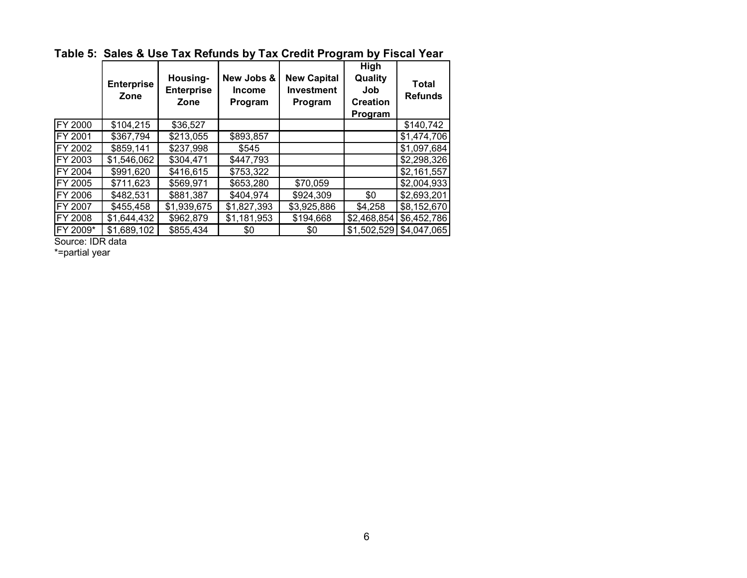**Table 5: Sales & Use Tax Refunds by Tax Credit Program by Fiscal Year**

| | Enterprise Zone | Housing-Enterprise Zone | New Jobs & Income Program | New Capital Investment Program | High Quality Job Creation Program | Total Refunds |
|---|---|---|---|---|---|---|
| FY 2000 | $104,215 | $36,527 | | | | $140,742 |
| FY 2001 | $367,794 | $213,055 | $893,857 | | | $1,474,706 |
| FY 2002 | $859,141 | $237,998 | $545 | | | $1,097,684 |
| FY 2003 | $1,546,062 | $304,471 | $447,793 | | | $2,298,326 |
| FY 2004 | $991,620 | $416,615 | $753,322 | | | $2,161,557 |
| FY 2005 | $711,623 | $569,971 | $653,280 | $70,059 | | $2,004,933 |
| FY 2006 | $482,531 | $881,387 | $404,974 | $924,309 | $0 | $2,693,201 |
| FY 2007 | $455,458 | $1,939,675 | $1,827,393 | $3,925,886 | $4,258 | $8,152,670 |
| FY 2008 | $1,644,432 | $962,879 | $1,181,953 | $194,668 | $2,468,854 | $6,452,786 |
| FY 2009* | $1,689,102 | $855,434 | $0 | $0 | $1,502,529 | $4,047,065 |

Source: IDR data

*=partial year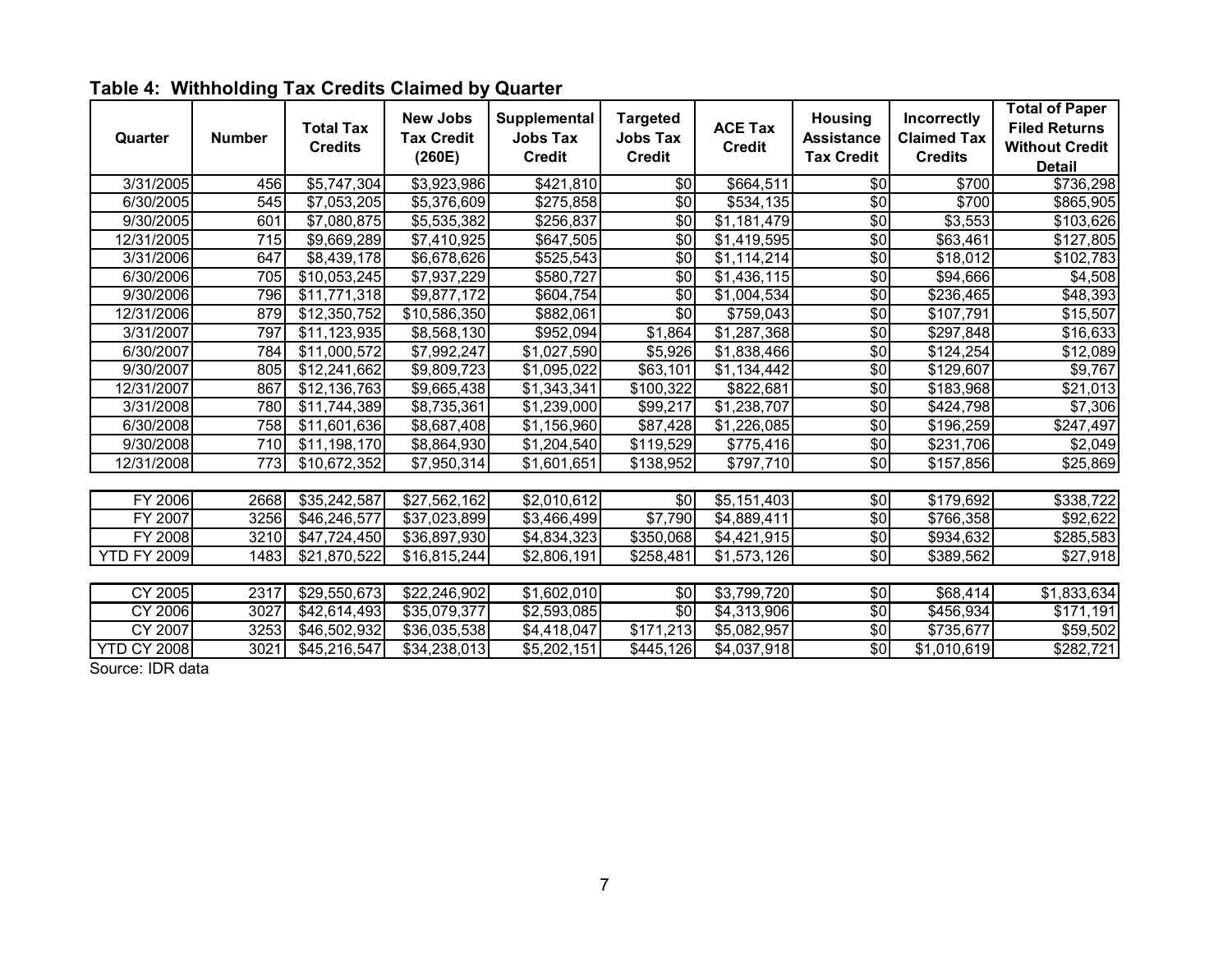**Table 4: Withholding Tax Credits Claimed by Quarter**

| Quarter | Number | Total Tax Credits | New Jobs Tax Credit (260E) | Supplemental Jobs Tax Credit | Targeted Jobs Tax Credit | ACE Tax Credit | Housing Assistance Tax Credit | Incorrectly Claimed Tax Credits | Total of Paper Filed Returns Without Credit Detail |
|---|---|---|---|---|---|---|---|---|---|
| 3/31/2005 | 456 | $5,747,304 | $3,923,986 | $421,810 | $0 | $664,511 | $0 | $700 | $736,298 |
| 6/30/2005 | 545 | $7,053,205 | $5,376,609 | $275,858 | $0 | $534,135 | $0 | $700 | $865,905 |
| 9/30/2005 | 601 | $7,080,875 | $5,535,382 | $256,837 | $0 | $1,181,479 | $0 | $3,553 | $103,626 |
| 12/31/2005 | 715 | $9,669,289 | $7,410,925 | $647,505 | $0 | $1,419,595 | $0 | $63,461 | $127,805 |
| 3/31/2006 | 647 | $8,439,178 | $6,678,626 | $525,543 | $0 | $1,114,214 | $0 | $18,012 | $102,783 |
| 6/30/2006 | 705 | $10,053,245 | $7,937,229 | $580,727 | $0 | $1,436,115 | $0 | $94,666 | $4,508 |
| 9/30/2006 | 796 | $11,771,318 | $9,877,172 | $604,754 | $0 | $1,004,534 | $0 | $236,465 | $48,393 |
| 12/31/2006 | 879 | $12,350,752 | $10,586,350 | $882,061 | $0 | $759,043 | $0 | $107,791 | $15,507 |
| 3/31/2007 | 797 | $11,123,935 | $8,568,130 | $952,094 | $1,864 | $1,287,368 | $0 | $297,848 | $16,633 |
| 6/30/2007 | 784 | $11,000,572 | $7,992,247 | $1,027,590 | $5,926 | $1,838,466 | $0 | $124,254 | $12,089 |
| 9/30/2007 | 805 | $12,241,662 | $9,809,723 | $1,095,022 | $63,101 | $1,134,442 | $0 | $129,607 | $9,767 |
| 12/31/2007 | 867 | $12,136,763 | $9,665,438 | $1,343,341 | $100,322 | $822,681 | $0 | $183,968 | $21,013 |
| 3/31/2008 | 780 | $11,744,389 | $8,735,361 | $1,239,000 | $99,217 | $1,238,707 | $0 | $424,798 | $7,306 |
| 6/30/2008 | 758 | $11,601,636 | $8,687,408 | $1,156,960 | $87,428 | $1,226,085 | $0 | $196,259 | $247,497 |
| 9/30/2008 | 710 | $11,198,170 | $8,864,930 | $1,204,540 | $119,529 | $775,416 | $0 | $231,706 | $2,049 |
| 12/31/2008 | 773 | $10,672,352 | $7,950,314 | $1,601,651 | $138,952 | $797,710 | $0 | $157,856 | $25,869 |
| FY 2006 | 2668 | $35,242,587 | $27,562,162 | $2,010,612 | $0 | $5,151,403 | $0 | $179,692 | $338,722 |
| FY 2007 | 3256 | $46,246,577 | $37,023,899 | $3,466,499 | $7,790 | $4,889,411 | $0 | $766,358 | $92,622 |
| FY 2008 | 3210 | $47,724,450 | $36,897,930 | $4,834,323 | $350,068 | $4,421,915 | $0 | $934,632 | $285,583 |
| YTD FY 2009 | 1483 | $21,870,522 | $16,815,244 | $2,806,191 | $258,481 | $1,573,126 | $0 | $389,562 | $27,918 |
| CY 2005 | 2317 | $29,550,673 | $22,246,902 | $1,602,010 | $0 | $3,799,720 | $0 | $68,414 | $1,833,634 |
| CY 2006 | 3027 | $42,614,493 | $35,079,377 | $2,593,085 | $0 | $4,313,906 | $0 | $456,934 | $171,191 |
| CY 2007 | 3253 | $46,502,932 | $36,035,538 | $4,418,047 | $171,213 | $5,082,957 | $0 | $735,677 | $59,502 |
| YTD CY 2008 | 3021 | $45,216,547 | $34,238,013 | $5,202,151 | $445,126 | $4,037,918 | $0 | $1,010,619 | $282,721 |

Source: IDR data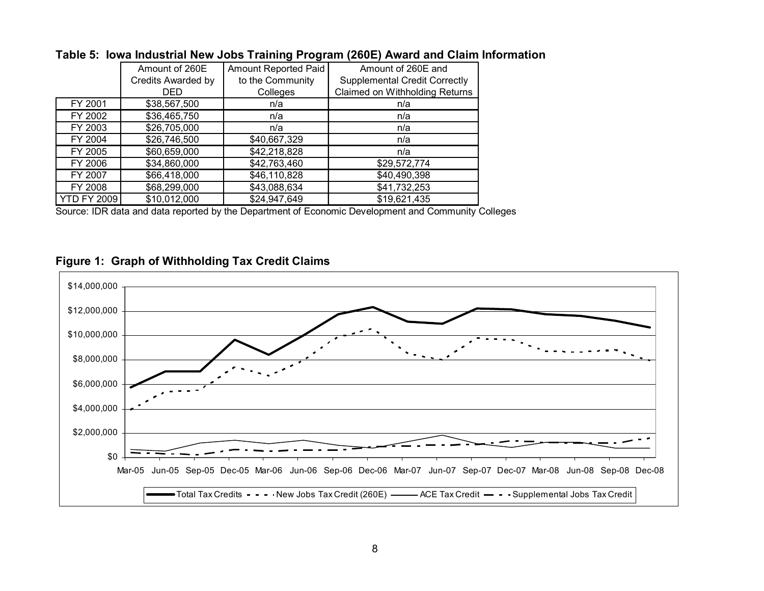**Table 5: Iowa Industrial New Jobs Training Program (260E) Award and Claim Information**

| | Amount of 260E Credits Awarded by DED | Amount Reported Paid to the Community Colleges | Amount of 260E and Supplemental Credit Correctly Claimed on Withholding Returns |
|---|---|---|---|
| FY 2001 | $38,567,500 | n/a | n/a |
| FY 2002 | $36,465,750 | n/a | n/a |
| FY 2003 | $26,705,000 | n/a | n/a |
| FY 2004 | $26,746,500 | $40,667,329 | n/a |
| FY 2005 | $60,659,000 | $42,218,828 | n/a |
| FY 2006 | $34,860,000 | $42,763,460 | $29,572,774 |
| FY 2007 | $66,418,000 | $46,110,828 | $40,490,398 |
| FY 2008 | $68,299,000 | $43,088,634 | $41,732,253 |
| YTD FY 2009 | $10,012,000 | $24,947,649 | $19,621,435 |

Source: IDR data and data reported by the Department of Economic Development and Community Colleges

**Figure 1: Graph of Withholding Tax Credit Claims**

$14,000,000
$12,000,000
$10,000,000
$8,000,000
$6,000,000
$4,000,000
$2,000,000
$0

Mar-05 Jun-05 Sep-05 Dec-05 Mar-06 Jun-06 Sep-06 Dec-06 Mar-07 Jun-07 Sep-07 Dec-07 Mar-08 Jun-08 Sep-08 Dec-08

Total Tax Credits, New Jobs Tax Credit (260E), ACE Tax Credit, Supplemental Jobs Tax Credit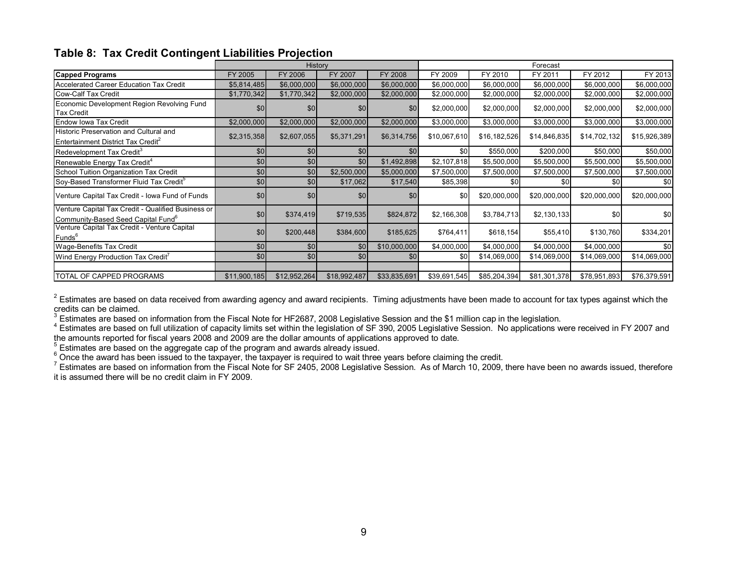## Table 8: Tax Credit Contingent Liabilities Projection

| | History | | | | Forecast | | | | |
|---|---|---|---|---|---|---|---|---|---|
| **Capped Programs** | FY 2005 | FY 2006 | FY 2007 | FY 2008 | FY 2009 | FY 2010 | FY 2011 | FY 2012 | FY 2013 |
| Accelerated Career Education Tax Credit | $5,814,485 | $6,000,000 | $6,000,000 | $6,000,000 | $6,000,000 | $6,000,000 | $6,000,000 | $6,000,000 | $6,000,000 |
| Cow-Calf Tax Credit | $1,770,342 | $1,770,342 | $2,000,000 | $2,000,000 | $2,000,000 | $2,000,000 | $2,000,000 | $2,000,000 | $2,000,000 |
| Economic Development Region Revolving Fund Tax Credit | $0 | $0 | $0 | $0 | $2,000,000 | $2,000,000 | $2,000,000 | $2,000,000 | $2,000,000 |
| Endow Iowa Tax Credit | $2,000,000 | $2,000,000 | $2,000,000 | $2,000,000 | $3,000,000 | $3,000,000 | $3,000,000 | $3,000,000 | $3,000,000 |
| Historic Preservation and Cultural and Entertainment District Tax Credit[2] | $2,315,358 | $2,607,055 | $5,371,291 | $6,314,756 | $10,067,610 | $16,182,526 | $14,846,835 | $14,702,132 | $15,926,389 |
| Redevelopment Tax Credit[3] | $0 | $0 | $0 | $0 | $0 | $550,000 | $200,000 | $50,000 | $50,000 |
| Renewable Energy Tax Credit[4] | $0 | $0 | $0 | $1,492,898 | $2,107,818 | $5,500,000 | $5,500,000 | $5,500,000 | $5,500,000 |
| School Tuition Organization Tax Credit | $0 | $0 | $2,500,000 | $5,000,000 | $7,500,000 | $7,500,000 | $7,500,000 | $7,500,000 | $7,500,000 |
| Soy-Based Transformer Fluid Tax Credit[5] | $0 | $0 | $17,062 | $17,540 | $85,398 | $0 | $0 | $0 | $0 |
| Venture Capital Tax Credit - Iowa Fund of Funds | $0 | $0 | $0 | $0 | $0 | $20,000,000 | $20,000,000 | $20,000,000 | $20,000,000 |
| Venture Capital Tax Credit - Qualified Business or Community-Based Seed Capital Fund[6] | $0 | $374,419 | $719,535 | $824,872 | $2,166,308 | $3,784,713 | $2,130,133 | $0 | $0 |
| Venture Capital Tax Credit - Venture Capital Funds[6] | $0 | $200,448 | $384,600 | $185,625 | $764,411 | $618,154 | $55,410 | $130,760 | $334,201 |
| Wage-Benefits Tax Credit | $0 | $0 | $0 | $10,000,000 | $4,000,000 | $4,000,000 | $4,000,000 | $4,000,000 | $0 |
| Wind Energy Production Tax Credit[7] | $0 | $0 | $0 | $0 | $0 | $14,069,000 | $14,069,000 | $14,069,000 | $14,069,000 |
| | | | | | | | | | |
| TOTAL OF CAPPED PROGRAMS | $11,900,185 | $12,952,264 | $18,992,487 | $33,835,691 | $39,691,545 | $85,204,394 | $81,301,378 | $78,951,893 | $76,379,591 |

[2] Estimates are based on data received from awarding agency and award recipients. Timing adjustments have been made to account for tax types against which the credits can be claimed.

[3] Estimates are based on information from the Fiscal Note for HF2687, 2008 Legislative Session and the $1 million cap in the legislation.

[4] Estimates are based on full utilization of capacity limits set within the legislation of SF 390, 2005 Legislative Session. No applications were received in FY 2007 and the amounts reported for fiscal years 2008 and 2009 are the dollar amounts of applications approved to date.

[5] Estimates are based on the aggregate cap of the program and awards already issued.

[6] Once the award has been issued to the taxpayer, the taxpayer is required to wait three years before claiming the credit.

[7] Estimates are based on information from the Fiscal Note for SF 2405, 2008 Legislative Session. As of March 10, 2009, there have been no awards issued, therefore it is assumed there will be no credit claim in FY 2009.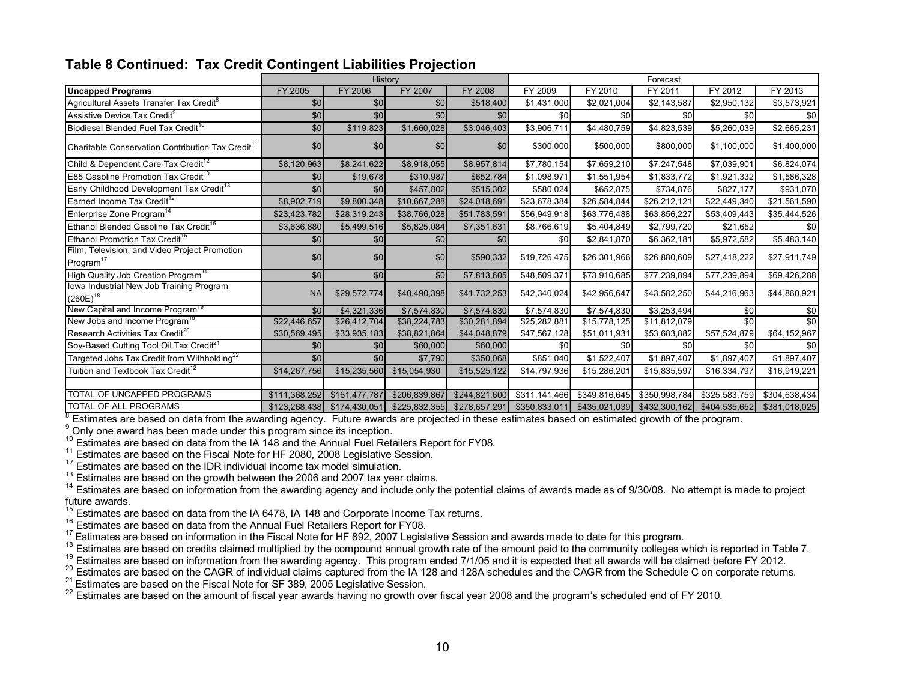## Table 8 Continued: Tax Credit Contingent Liabilities Projection

| | History | | | | Forecast | | | | |
|---|---|---|---|---|---|---|---|---|---|
| **Uncapped Programs** | FY 2005 | FY 2006 | FY 2007 | FY 2008 | FY 2009 | FY 2010 | FY 2011 | FY 2012 | FY 2013 |
| Agricultural Assets Transfer Tax Credit[8] | $0 | $0 | $0 | $518,400 | $1,431,000 | $2,021,004 | $2,143,587 | $2,950,132 | $3,573,921 |
| Assistive Device Tax Credit[9] | $0 | $0 | $0 | $0 | $0 | $0 | $0 | $0 | $0 |
| Biodiesel Blended Fuel Tax Credit[10] | $0 | $119,823 | $1,660,028 | $3,046,403 | $3,906,711 | $4,480,759 | $4,823,539 | $5,260,039 | $2,665,231 |
| Charitable Conservation Contribution Tax Credit[11] | $0 | $0 | $0 | $0 | $300,000 | $500,000 | $800,000 | $1,100,000 | $1,400,000 |
| Child & Dependent Care Tax Credit[12] | $8,120,963 | $8,241,622 | $8,918,055 | $8,957,814 | $7,780,154 | $7,659,210 | $7,247,548 | $7,039,901 | $6,824,074 |
| E85 Gasoline Promotion Tax Credit[10] | $0 | $19,678 | $310,987 | $652,784 | $1,098,971 | $1,551,954 | $1,833,772 | $1,921,332 | $1,586,328 |
| Early Childhood Development Tax Credit[13] | $0 | $0 | $457,802 | $515,302 | $580,024 | $652,875 | $734,876 | $827,177 | $931,070 |
| Earned Income Tax Credit[12] | $8,902,719 | $9,800,348 | $10,667,288 | $24,018,691 | $23,678,384 | $26,584,844 | $26,212,121 | $22,449,340 | $21,561,590 |
| Enterprise Zone Program[14] | $23,423,782 | $28,319,243 | $38,766,028 | $51,783,591 | $56,949,918 | $63,776,488 | $63,856,227 | $53,409,443 | $35,444,526 |
| Ethanol Blended Gasoline Tax Credit[15] | $3,636,880 | $5,499,516 | $5,825,084 | $7,351,631 | $8,766,619 | $5,404,849 | $2,799,720 | $21,652 | $0 |
| Ethanol Promotion Tax Credit[16] | $0 | $0 | $0 | $0 | $0 | $2,841,870 | $6,362,181 | $5,972,582 | $5,483,140 |
| Film, Television, and Video Project Promotion Program[17] | $0 | $0 | $0 | $590,332 | $19,726,475 | $26,301,966 | $26,880,609 | $27,418,222 | $27,911,749 |
| High Quality Job Creation Program[14] | $0 | $0 | $0 | $7,813,605 | $48,509,371 | $73,910,685 | $77,239,894 | $77,239,894 | $69,426,288 |
| Iowa Industrial New Job Training Program (260E)[18] | NA | $29,572,774 | $40,490,398 | $41,732,253 | $42,340,024 | $42,956,647 | $43,582,250 | $44,216,963 | $44,860,921 |
| New Capital and Income Program[19] | $0 | $4,321,336 | $7,574,830 | $7,574,830 | $7,574,830 | $7,574,830 | $3,253,494 | $0 | $0 |
| New Jobs and Income Program[19] | $22,446,657 | $26,412,704 | $38,224,783 | $30,281,894 | $25,282,881 | $15,778,125 | $11,812,079 | $0 | $0 |
| Research Activities Tax Credit[20] | $30,569,495 | $33,935,183 | $38,821,864 | $44,048,879 | $47,567,128 | $51,011,931 | $53,683,882 | $57,524,879 | $64,152,967 |
| Soy-Based Cutting Tool Oil Tax Credit[21] | $0 | $0 | $60,000 | $60,000 | $0 | $0 | $0 | $0 | $0 |
| Targeted Jobs Tax Credit from Withholding[22] | $0 | $0 | $7,790 | $350,068 | $851,040 | $1,522,407 | $1,897,407 | $1,897,407 | $1,897,407 |
| Tuition and Textbook Tax Credit[12] | $14,267,756 | $15,235,560 | $15,054,930 | $15,525,122 | $14,797,936 | $15,286,201 | $15,835,597 | $16,334,797 | $16,919,221 |
| | | | | | | | | | |
| TOTAL OF UNCAPPED PROGRAMS | $111,368,252 | $161,477,787 | $206,839,867 | $244,821,600 | $311,141,466 | $349,816,645 | $350,998,784 | $325,583,759 | $304,638,434 |
| TOTAL OF ALL PROGRAMS | $123,268,438 | $174,430,051 | $225,832,355 | $278,657,291 | $350,833,011 | $435,021,039 | $432,300,162 | $404,535,652 | $381,018,025 |

[8] Estimates are based on data from the awarding agency. Future awards are projected in these estimates based on estimated growth of the program.

[9] Only one award has been made under this program since its inception.

[10] Estimates are based on data from the IA 148 and the Annual Fuel Retailers Report for FY08.

[11] Estimates are based on the Fiscal Note for HF 2080, 2008 Legislative Session.

[12] Estimates are based on the IDR individual income tax model simulation.

[13] Estimates are based on the growth between the 2006 and 2007 tax year claims.

[14] Estimates are based on information from the awarding agency and include only the potential claims of awards made as of 9/30/08. No attempt is made to project future awards.

[15] Estimates are based on data from the IA 6478, IA 148 and Corporate Income Tax returns.

[16] Estimates are based on data from the Annual Fuel Retailers Report for FY08.

[17] Estimates are based on information in the Fiscal Note for HF 892, 2007 Legislative Session and awards made to date for this program.

[18] Estimates are based on credits claimed multiplied by the compound annual growth rate of the amount paid to the community colleges which is reported in Table 7.

[19] Estimates are based on information from the awarding agency. This program ended 7/1/05 and it is expected that all awards will be claimed before FY 2012.

[20] Estimates are based on the CAGR of individual claims captured from the IA 128 and 128A schedules and the CAGR from the Schedule C on corporate returns.

[21] Estimates are based on the Fiscal Note for SF 389, 2005 Legislative Session.

[22] Estimates are based on the amount of fiscal year awards having no growth over fiscal year 2008 and the program's scheduled end of FY 2010.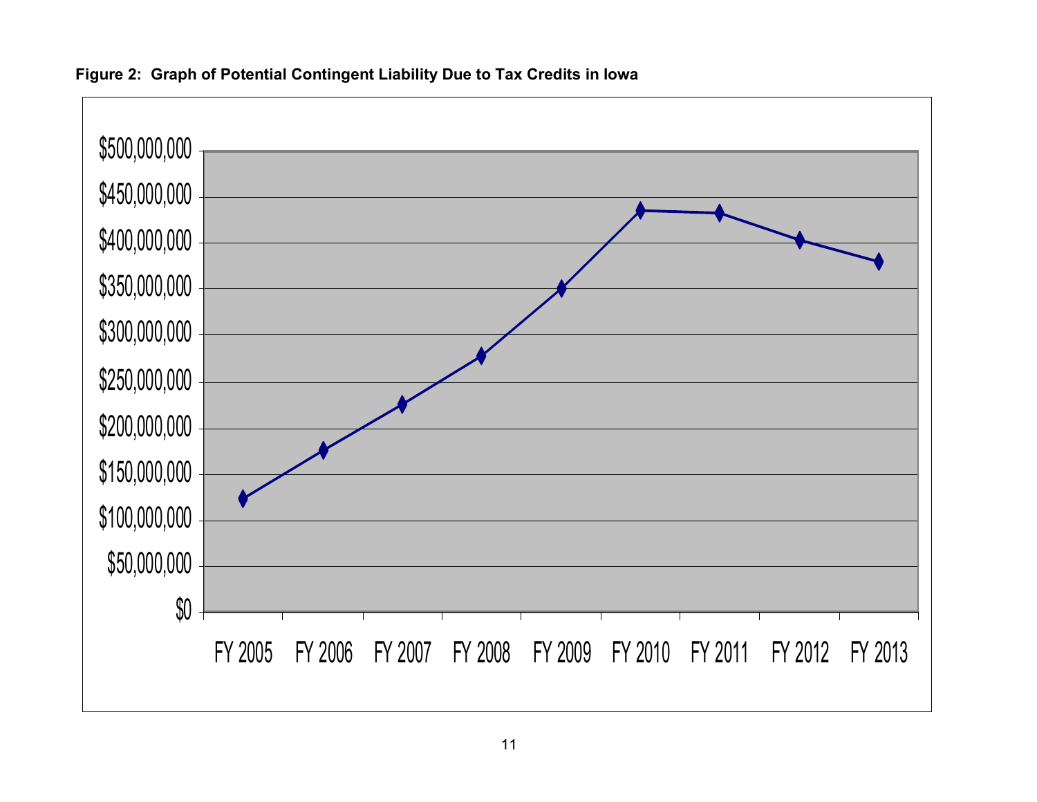**Figure 2: Graph of Potential Contingent Liability Due to Tax Credits in Iowa**

$500,000,000
$450,000,000
$400,000,000
$350,000,000
$300,000,000
$250,000,000
$200,000,000
$150,000,000
$100,000,000
$50,000,000
$0

FY 2005 FY 2006 FY 2007 FY 2008 FY 2009 FY 2010 FY 2011 FY 2012 FY 2013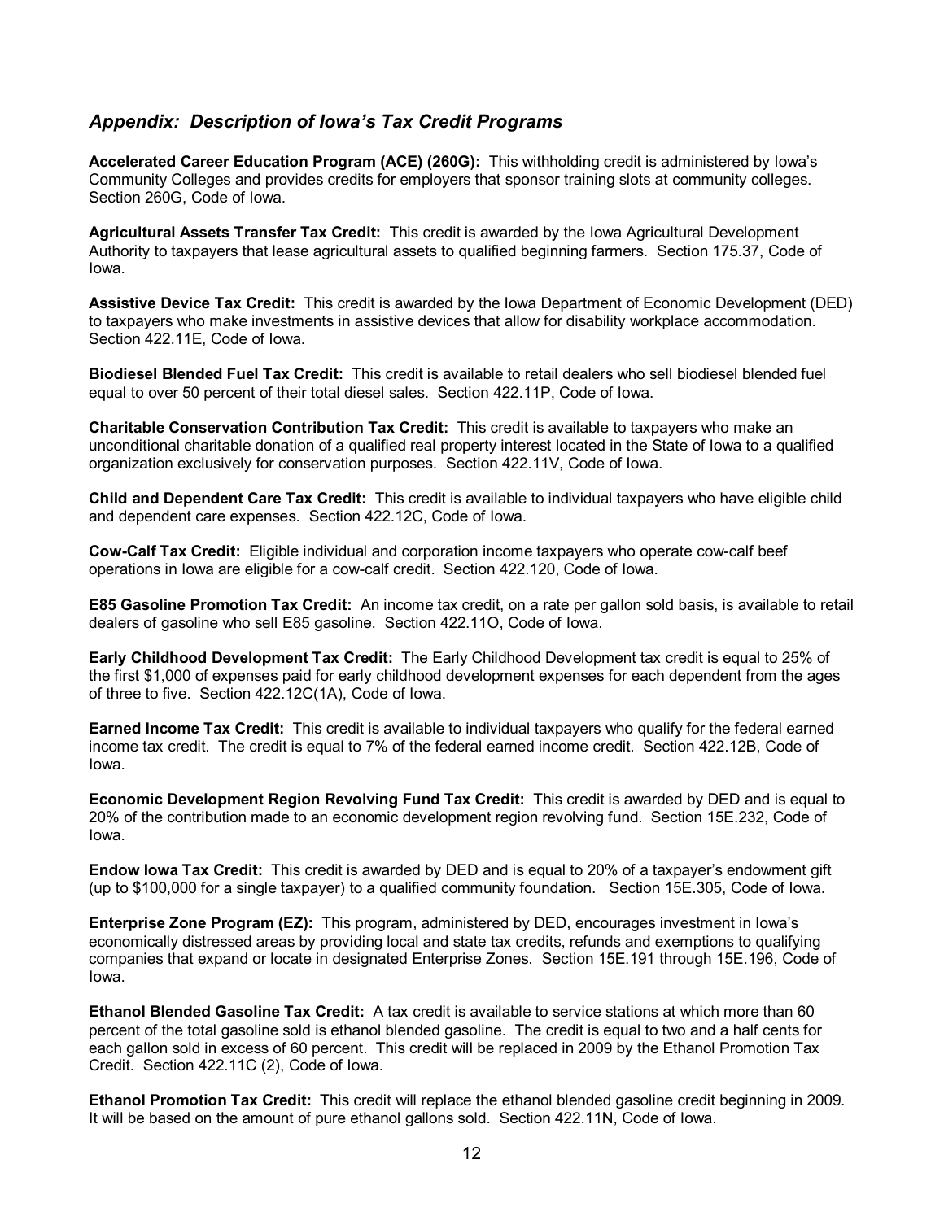## *Appendix: Description of Iowa's Tax Credit Programs*

**Accelerated Career Education Program (ACE) (260G):** This withholding credit is administered by Iowa's Community Colleges and provides credits for employers that sponsor training slots at community colleges. Section 260G, Code of Iowa.

**Agricultural Assets Transfer Tax Credit:** This credit is awarded by the Iowa Agricultural Development Authority to taxpayers that lease agricultural assets to qualified beginning farmers. Section 175.37, Code of Iowa.

**Assistive Device Tax Credit:** This credit is awarded by the Iowa Department of Economic Development (DED) to taxpayers who make investments in assistive devices that allow for disability workplace accommodation. Section 422.11E, Code of Iowa.

**Biodiesel Blended Fuel Tax Credit:** This credit is available to retail dealers who sell biodiesel blended fuel equal to over 50 percent of their total diesel sales. Section 422.11P, Code of Iowa.

**Charitable Conservation Contribution Tax Credit:** This credit is available to taxpayers who make an unconditional charitable donation of a qualified real property interest located in the State of Iowa to a qualified organization exclusively for conservation purposes. Section 422.11V, Code of Iowa.

**Child and Dependent Care Tax Credit:** This credit is available to individual taxpayers who have eligible child and dependent care expenses. Section 422.12C, Code of Iowa.

**Cow-Calf Tax Credit:** Eligible individual and corporation income taxpayers who operate cow-calf beef operations in Iowa are eligible for a cow-calf credit. Section 422.120, Code of Iowa.

**E85 Gasoline Promotion Tax Credit:** An income tax credit, on a rate per gallon sold basis, is available to retail dealers of gasoline who sell E85 gasoline. Section 422.11O, Code of Iowa.

**Early Childhood Development Tax Credit:** The Early Childhood Development tax credit is equal to 25% of the first $1,000 of expenses paid for early childhood development expenses for each dependent from the ages of three to five. Section 422.12C(1A), Code of Iowa.

**Earned Income Tax Credit:** This credit is available to individual taxpayers who qualify for the federal earned income tax credit. The credit is equal to 7% of the federal earned income credit. Section 422.12B, Code of Iowa.

**Economic Development Region Revolving Fund Tax Credit:** This credit is awarded by DED and is equal to 20% of the contribution made to an economic development region revolving fund. Section 15E.232, Code of Iowa.

**Endow Iowa Tax Credit:** This credit is awarded by DED and is equal to 20% of a taxpayer's endowment gift (up to $100,000 for a single taxpayer) to a qualified community foundation. Section 15E.305, Code of Iowa.

**Enterprise Zone Program (EZ):** This program, administered by DED, encourages investment in Iowa's economically distressed areas by providing local and state tax credits, refunds and exemptions to qualifying companies that expand or locate in designated Enterprise Zones. Section 15E.191 through 15E.196, Code of Iowa.

**Ethanol Blended Gasoline Tax Credit:** A tax credit is available to service stations at which more than 60 percent of the total gasoline sold is ethanol blended gasoline. The credit is equal to two and a half cents for each gallon sold in excess of 60 percent. This credit will be replaced in 2009 by the Ethanol Promotion Tax Credit. Section 422.11C (2), Code of Iowa.

**Ethanol Promotion Tax Credit:** This credit will replace the ethanol blended gasoline credit beginning in 2009. It will be based on the amount of pure ethanol gallons sold. Section 422.11N, Code of Iowa.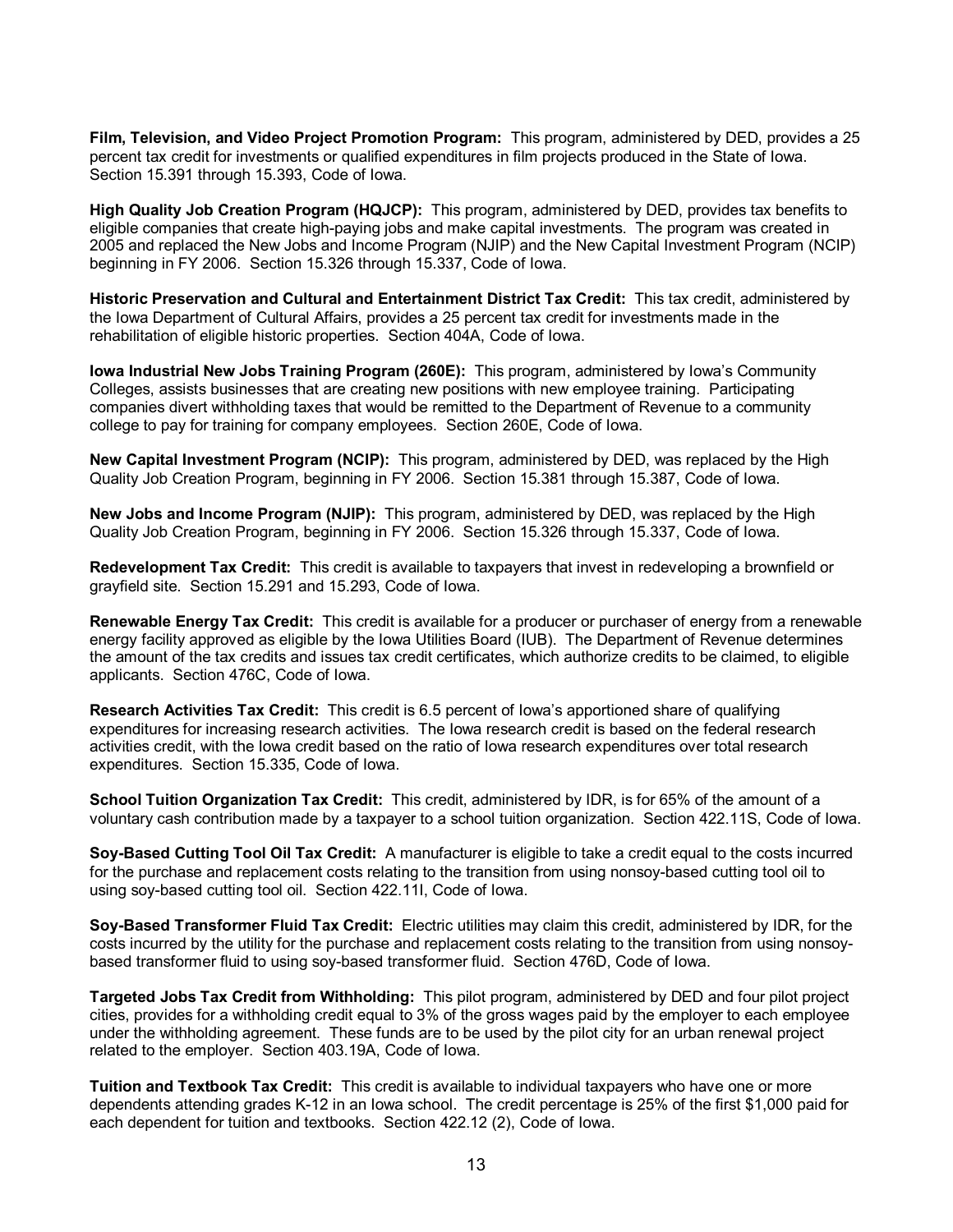**Film, Television, and Video Project Promotion Program:** This program, administered by DED, provides a 25 percent tax credit for investments or qualified expenditures in film projects produced in the State of Iowa. Section 15.391 through 15.393, Code of Iowa.

**High Quality Job Creation Program (HQJCP):** This program, administered by DED, provides tax benefits to eligible companies that create high-paying jobs and make capital investments. The program was created in 2005 and replaced the New Jobs and Income Program (NJIP) and the New Capital Investment Program (NCIP) beginning in FY 2006. Section 15.326 through 15.337, Code of Iowa.

**Historic Preservation and Cultural and Entertainment District Tax Credit:** This tax credit, administered by the Iowa Department of Cultural Affairs, provides a 25 percent tax credit for investments made in the rehabilitation of eligible historic properties. Section 404A, Code of Iowa.

**Iowa Industrial New Jobs Training Program (260E):** This program, administered by Iowa's Community Colleges, assists businesses that are creating new positions with new employee training. Participating companies divert withholding taxes that would be remitted to the Department of Revenue to a community college to pay for training for company employees. Section 260E, Code of Iowa.

**New Capital Investment Program (NCIP):** This program, administered by DED, was replaced by the High Quality Job Creation Program, beginning in FY 2006. Section 15.381 through 15.387, Code of Iowa.

**New Jobs and Income Program (NJIP):** This program, administered by DED, was replaced by the High Quality Job Creation Program, beginning in FY 2006. Section 15.326 through 15.337, Code of Iowa.

**Redevelopment Tax Credit:** This credit is available to taxpayers that invest in redeveloping a brownfield or grayfield site. Section 15.291 and 15.293, Code of Iowa.

**Renewable Energy Tax Credit:** This credit is available for a producer or purchaser of energy from a renewable energy facility approved as eligible by the Iowa Utilities Board (IUB). The Department of Revenue determines the amount of the tax credits and issues tax credit certificates, which authorize credits to be claimed, to eligible applicants. Section 476C, Code of Iowa.

**Research Activities Tax Credit:** This credit is 6.5 percent of Iowa's apportioned share of qualifying expenditures for increasing research activities. The Iowa research credit is based on the federal research activities credit, with the Iowa credit based on the ratio of Iowa research expenditures over total research expenditures. Section 15.335, Code of Iowa.

**School Tuition Organization Tax Credit:** This credit, administered by IDR, is for 65% of the amount of a voluntary cash contribution made by a taxpayer to a school tuition organization. Section 422.11S, Code of Iowa.

**Soy-Based Cutting Tool Oil Tax Credit:** A manufacturer is eligible to take a credit equal to the costs incurred for the purchase and replacement costs relating to the transition from using nonsoy-based cutting tool oil to using soy-based cutting tool oil. Section 422.11I, Code of Iowa.

**Soy-Based Transformer Fluid Tax Credit:** Electric utilities may claim this credit, administered by IDR, for the costs incurred by the utility for the purchase and replacement costs relating to the transition from using nonsoy-based transformer fluid to using soy-based transformer fluid. Section 476D, Code of Iowa.

**Targeted Jobs Tax Credit from Withholding:** This pilot program, administered by DED and four pilot project cities, provides for a withholding credit equal to 3% of the gross wages paid by the employer to each employee under the withholding agreement. These funds are to be used by the pilot city for an urban renewal project related to the employer. Section 403.19A, Code of Iowa.

**Tuition and Textbook Tax Credit:** This credit is available to individual taxpayers who have one or more dependents attending grades K-12 in an Iowa school. The credit percentage is 25% of the first $1,000 paid for each dependent for tuition and textbooks. Section 422.12 (2), Code of Iowa.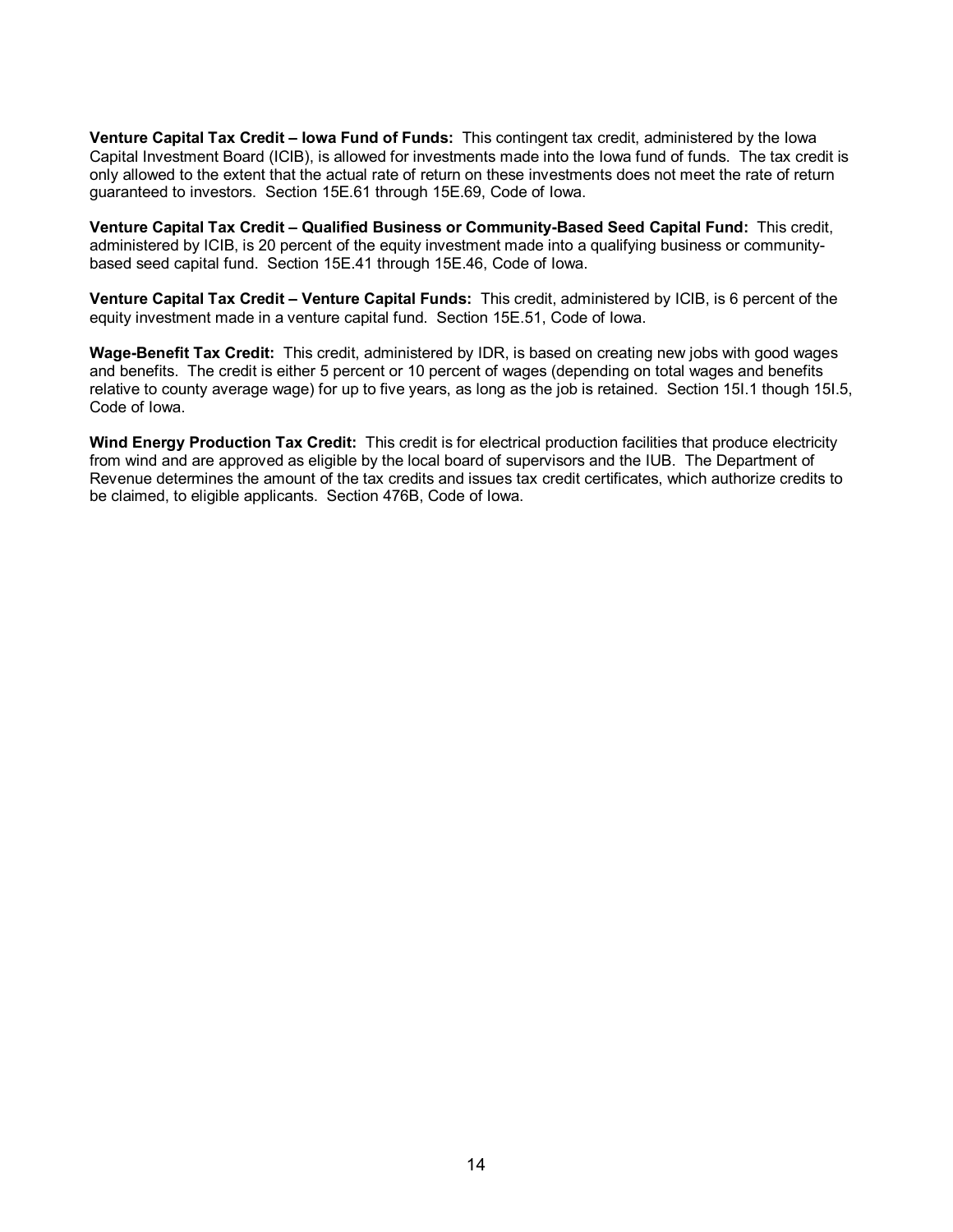**Venture Capital Tax Credit – Iowa Fund of Funds:** This contingent tax credit, administered by the Iowa Capital Investment Board (ICIB), is allowed for investments made into the Iowa fund of funds. The tax credit is only allowed to the extent that the actual rate of return on these investments does not meet the rate of return guaranteed to investors. Section 15E.61 through 15E.69, Code of Iowa.

**Venture Capital Tax Credit – Qualified Business or Community-Based Seed Capital Fund:** This credit, administered by ICIB, is 20 percent of the equity investment made into a qualifying business or community-based seed capital fund. Section 15E.41 through 15E.46, Code of Iowa.

**Venture Capital Tax Credit – Venture Capital Funds:** This credit, administered by ICIB, is 6 percent of the equity investment made in a venture capital fund. Section 15E.51, Code of Iowa.

**Wage-Benefit Tax Credit:** This credit, administered by IDR, is based on creating new jobs with good wages and benefits. The credit is either 5 percent or 10 percent of wages (depending on total wages and benefits relative to county average wage) for up to five years, as long as the job is retained. Section 15I.1 though 15I.5, Code of Iowa.

**Wind Energy Production Tax Credit:** This credit is for electrical production facilities that produce electricity from wind and are approved as eligible by the local board of supervisors and the IUB. The Department of Revenue determines the amount of the tax credits and issues tax credit certificates, which authorize credits to be claimed, to eligible applicants. Section 476B, Code of Iowa.